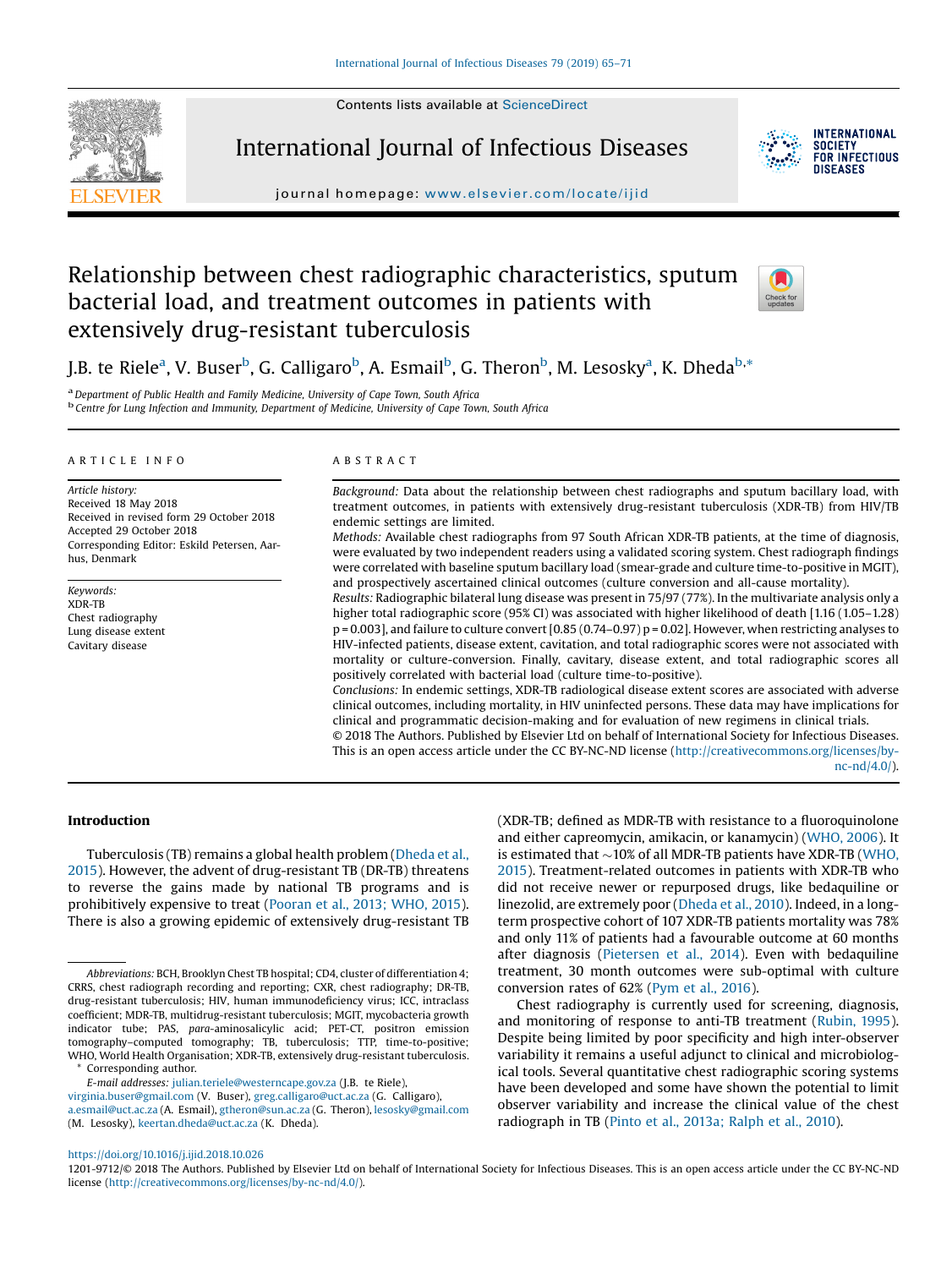# Relationship between chest radiographic characteristics, sputum bacterial load, and treatment outcomes in patients with extensively drug-resistant tuberculosis

J.B. te Riele[a], V. Buser[b], G. Calligaro[b], A. Esmail[b], G. Theron[b], M. Lesosky[a], K. Dheda[b,*]

[a] Department of Public Health and Family Medicine, University of Cape Town, South Africa
[b] Centre for Lung Infection and Immunity, Department of Medicine, University of Cape Town, South Africa

## ARTICLE INFO

*Article history:*
Received 18 May 2018
Received in revised form 29 October 2018
Accepted 29 October 2018
Corresponding Editor: Eskild Petersen, Aarhus, Denmark

*Keywords:*
XDR-TB
Chest radiography
Lung disease extent
Cavitary disease

## ABSTRACT

*Background:* Data about the relationship between chest radiographs and sputum bacillary load, with treatment outcomes, in patients with extensively drug-resistant tuberculosis (XDR-TB) from HIV/TB endemic settings are limited.

*Methods:* Available chest radiographs from 97 South African XDR-TB patients, at the time of diagnosis, were evaluated by two independent readers using a validated scoring system. Chest radiograph findings were correlated with baseline sputum bacillary load (smear-grade and culture time-to-positive in MGIT), and prospectively ascertained clinical outcomes (culture conversion and all-cause mortality).

*Results:* Radiographic bilateral lung disease was present in 75/97 (77%). In the multivariate analysis only a higher total radiographic score (95% CI) was associated with higher likelihood of death [1.16 (1.05–1.28) $p = 0.003$], and failure to culture convert [0.85 (0.74–0.97) $p = 0.02$]. However, when restricting analyses to HIV-infected patients, disease extent, cavitation, and total radiographic scores were not associated with mortality or culture-conversion. Finally, cavitary, disease extent, and total radiographic scores all positively correlated with bacterial load (culture time-to-positive).

*Conclusions:* In endemic settings, XDR-TB radiological disease extent scores are associated with adverse clinical outcomes, including mortality, in HIV uninfected persons. These data may have implications for clinical and programmatic decision-making and for evaluation of new regimens in clinical trials.

© 2018 The Authors. Published by Elsevier Ltd on behalf of International Society for Infectious Diseases. This is an open access article under the CC BY-NC-ND license (http://creativecommons.org/licenses/by-nc-nd/4.0/).

## Introduction

Tuberculosis (TB) remains a global health problem (Dheda et al., 2015). However, the advent of drug-resistant TB (DR-TB) threatens to reverse the gains made by national TB programs and is prohibitively expensive to treat (Pooran et al., 2013; WHO, 2015). There is also a growing epidemic of extensively drug-resistant TB (XDR-TB; defined as MDR-TB with resistance to a fluoroquinolone and either capreomycin, amikacin, or kanamycin) (WHO, 2006). It is estimated that ~10% of all MDR-TB patients have XDR-TB (WHO, 2015). Treatment-related outcomes in patients with XDR-TB who did not receive newer or repurposed drugs, like bedaquiline or linezolid, are extremely poor (Dheda et al., 2010). Indeed, in a long-term prospective cohort of 107 XDR-TB patients mortality was 78% and only 11% of patients had a favourable outcome at 60 months after diagnosis (Pietersen et al., 2014). Even with bedaquiline treatment, 30 month outcomes were sub-optimal with culture conversion rates of 62% (Pym et al., 2016).

Chest radiography is currently used for screening, diagnosis, and monitoring of response to anti-TB treatment (Rubin, 1995). Despite being limited by poor specificity and high inter-observer variability it remains a useful adjunct to clinical and microbiological tools. Several quantitative chest radiographic scoring systems have been developed and some have shown the potential to limit observer variability and increase the clinical value of the chest radiograph in TB (Pinto et al., 2013a; Ralph et al., 2010).

*Abbreviations:* BCH, Brooklyn Chest TB hospital; CD4, cluster of differentiation 4; CRRS, chest radiograph recording and reporting; CXR, chest radiography; DR-TB, drug-resistant tuberculosis; HIV, human immunodeficiency virus; ICC, intraclass coefficient; MDR-TB, multidrug-resistant tuberculosis; MGIT, mycobacteria growth indicator tube; PAS, *para*-aminosalicylic acid; PET-CT, positron emission tomography–computed tomography; TB, tuberculosis; TTP, time-to-positive; WHO, World Health Organisation; XDR-TB, extensively drug-resistant tuberculosis.

\* Corresponding author.

*E-mail addresses:* julian.teriele@westerncape.gov.za (J.B. te Riele), virginia.buser@gmail.com (V. Buser), greg.calligaro@uct.ac.za (G. Calligaro), a.esmail@uct.ac.za (A. Esmail), gtheron@sun.ac.za (G. Theron), lesosky@gmail.com (M. Lesosky), keertan.dheda@uct.ac.za (K. Dheda).

https://doi.org/10.1016/j.ijid.2018.10.026
1201-9712/© 2018 The Authors. Published by Elsevier Ltd on behalf of International Society for Infectious Diseases. This is an open access article under the CC BY-NC-ND license (http://creativecommons.org/licenses/by-nc-nd/4.0/).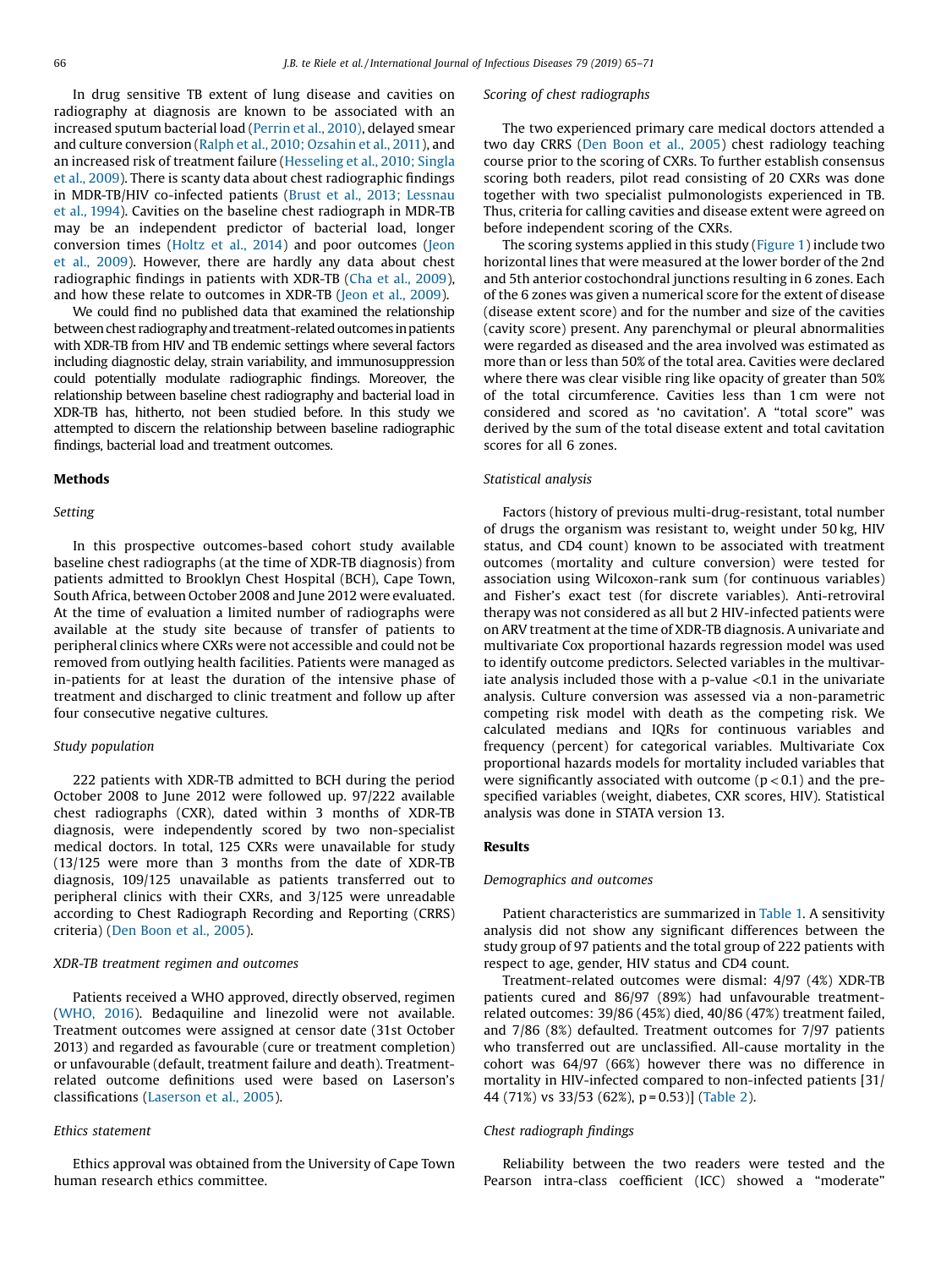In drug sensitive TB extent of lung disease and cavities on radiography at diagnosis are known to be associated with an increased sputum bacterial load (Perrin et al., 2010), delayed smear and culture conversion (Ralph et al., 2010; Ozsahin et al., 2011), and an increased risk of treatment failure (Hesseling et al., 2010; Singla et al., 2009). There is scanty data about chest radiographic findings in MDR-TB/HIV co-infected patients (Brust et al., 2013; Lessnau et al., 1994). Cavities on the baseline chest radiograph in MDR-TB may be an independent predictor of bacterial load, longer conversion times (Holtz et al., 2014) and poor outcomes (Jeon et al., 2009). However, there are hardly any data about chest radiographic findings in patients with XDR-TB (Cha et al., 2009), and how these relate to outcomes in XDR-TB (Jeon et al., 2009).

We could find no published data that examined the relationship between chest radiography and treatment-related outcomes in patients with XDR-TB from HIV and TB endemic settings where several factors including diagnostic delay, strain variability, and immunosuppression could potentially modulate radiographic findings. Moreover, the relationship between baseline chest radiography and bacterial load in XDR-TB has, hitherto, not been studied before. In this study we attempted to discern the relationship between baseline radiographic findings, bacterial load and treatment outcomes.

## Methods

### Setting

In this prospective outcomes-based cohort study available baseline chest radiographs (at the time of XDR-TB diagnosis) from patients admitted to Brooklyn Chest Hospital (BCH), Cape Town, South Africa, between October 2008 and June 2012 were evaluated. At the time of evaluation a limited number of radiographs were available at the study site because of transfer of patients to peripheral clinics where CXRs were not accessible and could not be removed from outlying health facilities. Patients were managed as in-patients for at least the duration of the intensive phase of treatment and discharged to clinic treatment and follow up after four consecutive negative cultures.

### Study population

222 patients with XDR-TB admitted to BCH during the period October 2008 to June 2012 were followed up. 97/222 available chest radiographs (CXR), dated within 3 months of XDR-TB diagnosis, were independently scored by two non-specialist medical doctors. In total, 125 CXRs were unavailable for study (13/125 were more than 3 months from the date of XDR-TB diagnosis, 109/125 unavailable as patients transferred out to peripheral clinics with their CXRs, and 3/125 were unreadable according to Chest Radiograph Recording and Reporting (CRRS) criteria) (Den Boon et al., 2005).

### XDR-TB treatment regimen and outcomes

Patients received a WHO approved, directly observed, regimen (WHO, 2016). Bedaquiline and linezolid were not available. Treatment outcomes were assigned at censor date (31st October 2013) and regarded as favourable (cure or treatment completion) or unfavourable (default, treatment failure and death). Treatment-related outcome definitions used were based on Laserson's classifications (Laserson et al., 2005).

### Ethics statement

Ethics approval was obtained from the University of Cape Town human research ethics committee.

### Scoring of chest radiographs

The two experienced primary care medical doctors attended a two day CRRS (Den Boon et al., 2005) chest radiology teaching course prior to the scoring of CXRs. To further establish consensus scoring both readers, pilot read consisting of 20 CXRs was done together with two specialist pulmonologists experienced in TB. Thus, criteria for calling cavities and disease extent were agreed on before independent scoring of the CXRs.

The scoring systems applied in this study (Figure 1) include two horizontal lines that were measured at the lower border of the 2nd and 5th anterior costochondral junctions resulting in 6 zones. Each of the 6 zones was given a numerical score for the extent of disease (disease extent score) and for the number and size of the cavities (cavity score) present. Any parenchymal or pleural abnormalities were regarded as diseased and the area involved was estimated as more than or less than 50% of the total area. Cavities were declared where there was clear visible ring like opacity of greater than 50% of the total circumference. Cavities less than 1 cm were not considered and scored as 'no cavitation'. A "total score" was derived by the sum of the total disease extent and total cavitation scores for all 6 zones.

### Statistical analysis

Factors (history of previous multi-drug-resistant, total number of drugs the organism was resistant to, weight under 50 kg, HIV status, and CD4 count) known to be associated with treatment outcomes (mortality and culture conversion) were tested for association using Wilcoxon-rank sum (for continuous variables) and Fisher's exact test (for discrete variables). Anti-retroviral therapy was not considered as all but 2 HIV-infected patients were on ARV treatment at the time of XDR-TB diagnosis. A univariate and multivariate Cox proportional hazards regression model was used to identify outcome predictors. Selected variables in the multivariate analysis included those with a p-value <0.1 in the univariate analysis. Culture conversion was assessed via a non-parametric competing risk model with death as the competing risk. We calculated medians and IQRs for continuous variables and frequency (percent) for categorical variables. Multivariate Cox proportional hazards models for mortality included variables that were significantly associated with outcome ($p < 0.1$) and the pre-specified variables (weight, diabetes, CXR scores, HIV). Statistical analysis was done in STATA version 13.

## Results

### Demographics and outcomes

Patient characteristics are summarized in Table 1. A sensitivity analysis did not show any significant differences between the study group of 97 patients and the total group of 222 patients with respect to age, gender, HIV status and CD4 count.

Treatment-related outcomes were dismal: 4/97 (4%) XDR-TB patients cured and 86/97 (89%) had unfavourable treatment-related outcomes: 39/86 (45%) died, 40/86 (47%) treatment failed, and 7/86 (8%) defaulted. Treatment outcomes for 7/97 patients who transferred out are unclassified. All-cause mortality in the cohort was 64/97 (66%) however there was no difference in mortality in HIV-infected compared to non-infected patients [31/44 (71%) vs 33/53 (62%), p = 0.53)] (Table 2).

### Chest radiograph findings

Reliability between the two readers were tested and the Pearson intra-class coefficient (ICC) showed a "moderate"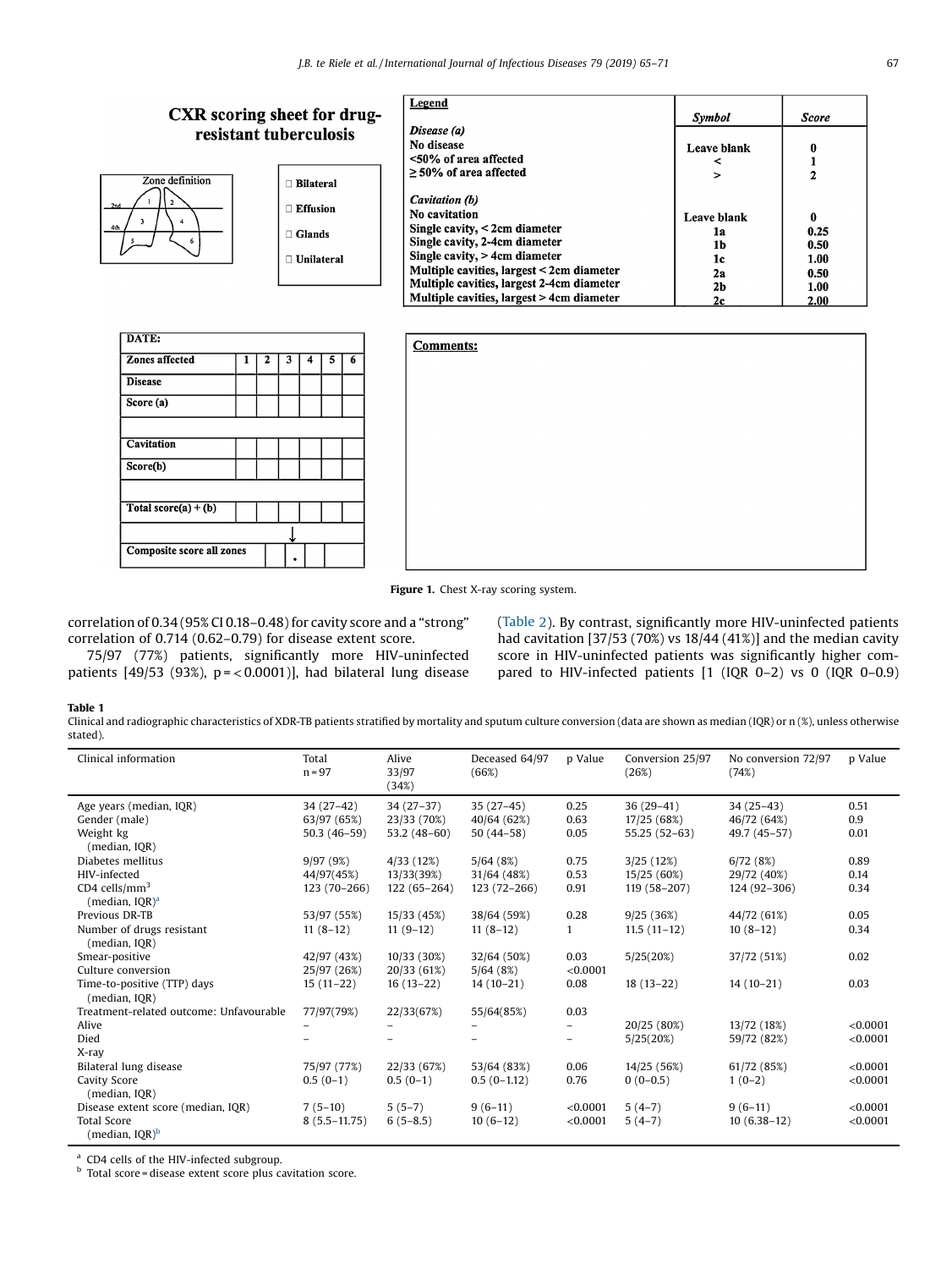**CXR scoring sheet for drug-resistant tuberculosis**

Zone definition

☐ Bilateral

☐ Effusion

☐ Glands

☐ Unilateral

| Legend | Symbol | Score |
|---|---|---|
| *Disease (a)* | | |
| No disease | Leave blank | 0 |
| <50% of area affected | < | 1 |
| ≥ 50% of area affected | > | 2 |
| *Cavitation (b)* | | |
| No cavitation | Leave blank | 0 |
| Single cavity, < 2cm diameter | 1a | 0.25 |
| Single cavity, 2-4cm diameter | 1b | 0.50 |
| Single cavity, > 4cm diameter | 1c | 1.00 |
| Multiple cavities, largest < 2cm diameter | 2a | 0.50 |
| Multiple cavities, largest 2-4cm diameter | 2b | 1.00 |
| Multiple cavities, largest > 4cm diameter | 2c | 2.00 |

| DATE: | | | | | | |
|---|---|---|---|---|---|---|
| Zones affected | 1 | 2 | 3 | 4 | 5 | 6 |
| Disease | | | | | | |
| Score (a) | | | | | | |
| Cavitation | | | | | | |
| Score(b) | | | | | | |
| Total score(a) + (b) | | | | | | |
| Composite score all zones | | | | | | |

**Comments:**

Figure 1. Chest X-ray scoring system.

correlation of 0.34 (95% CI 0.18–0.48) for cavity score and a "strong" correlation of 0.714 (0.62–0.79) for disease extent score.

75/97 (77%) patients, significantly more HIV-uninfected patients [49/53 (93%), p = < 0.0001)], had bilateral lung disease (Table 2). By contrast, significantly more HIV-uninfected patients had cavitation [37/53 (70%) vs 18/44 (41%)] and the median cavity score in HIV-uninfected patients was significantly higher compared to HIV-infected patients [1 (IQR 0–2) vs 0 (IQR 0–0.9)

**Table 1**

Clinical and radiographic characteristics of XDR-TB patients stratified by mortality and sputum culture conversion (data are shown as median (IQR) or n (%), unless otherwise stated).

| Clinical information | Total n = 97 | Alive 33/97 (34%) | Deceased 64/97 (66%) | p Value | Conversion 25/97 (26%) | No conversion 72/97 (74%) | p Value |
|---|---|---|---|---|---|---|---|
| Age years (median, IQR) | 34 (27–42) | 34 (27–37) | 35 (27–45) | 0.25 | 36 (29–41) | 34 (25–43) | 0.51 |
| Gender (male) | 63/97 (65%) | 23/33 (70%) | 40/64 (62%) | 0.63 | 17/25 (68%) | 46/72 (64%) | 0.9 |
| Weight kg (median, IQR) | 50.3 (46–59) | 53.2 (48–60) | 50 (44–58) | 0.05 | 55.25 (52–63) | 49.7 (45–57) | 0.01 |
| Diabetes mellitus | 9/97 (9%) | 4/33 (12%) | 5/64 (8%) | 0.75 | 3/25 (12%) | 6/72 (8%) | 0.89 |
| HIV-infected | 44/97(45%) | 13/33(39%) | 31/64 (48%) | 0.53 | 15/25 (60%) | 29/72 (40%) | 0.14 |
| CD4 cells/mm$^3$ (median, IQR)[a] | 123 (70–266) | 122 (65–264) | 123 (72–266) | 0.91 | 119 (58–207) | 124 (92–306) | 0.34 |
| Previous DR-TB | 53/97 (55%) | 15/33 (45%) | 38/64 (59%) | 0.28 | 9/25 (36%) | 44/72 (61%) | 0.05 |
| Number of drugs resistant (median, IQR) | 11 (8–12) | 11 (9–12) | 11 (8–12) | 1 | 11.5 (11–12) | 10 (8–12) | 0.34 |
| Smear-positive | 42/97 (43%) | 10/33 (30%) | 32/64 (50%) | 0.03 | 5/25(20%) | 37/72 (51%) | 0.02 |
| Culture conversion | 25/97 (26%) | 20/33 (61%) | 5/64 (8%) | <0.0001 | | | |
| Time-to-positive (TTP) days (median, IQR) | 15 (11–22) | 16 (13–22) | 14 (10–21) | 0.08 | 18 (13–22) | 14 (10–21) | 0.03 |
| Treatment-related outcome: Unfavourable | 77/97(79%) | 22/33(67%) | 55/64(85%) | 0.03 | | | |
| Alive | – | – | – | – | 20/25 (80%) | 13/72 (18%) | <0.0001 |
| Died | – | – | – | – | 5/25(20%) | 59/72 (82%) | <0.0001 |
| X-ray | | | | | | | |
| Bilateral lung disease | 75/97 (77%) | 22/33 (67%) | 53/64 (83%) | 0.06 | 14/25 (56%) | 61/72 (85%) | <0.0001 |
| Cavity Score (median, IQR) | 0.5 (0–1) | 0.5 (0–1) | 0.5 (0–1.12) | 0.76 | 0 (0–0.5) | 1 (0–2) | <0.0001 |
| Disease extent score (median, IQR) | 7 (5–10) | 5 (5–7) | 9 (6–11) | <0.0001 | 5 (4–7) | 9 (6–11) | <0.0001 |
| Total Score (median, IQR)[b] | 8 (5.5–11.75) | 6 (5–8.5) | 10 (6–12) | <0.0001 | 5 (4–7) | 10 (6.38–12) | <0.0001 |

[a] CD4 cells of the HIV-infected subgroup.
[b] Total score = disease extent score plus cavitation score.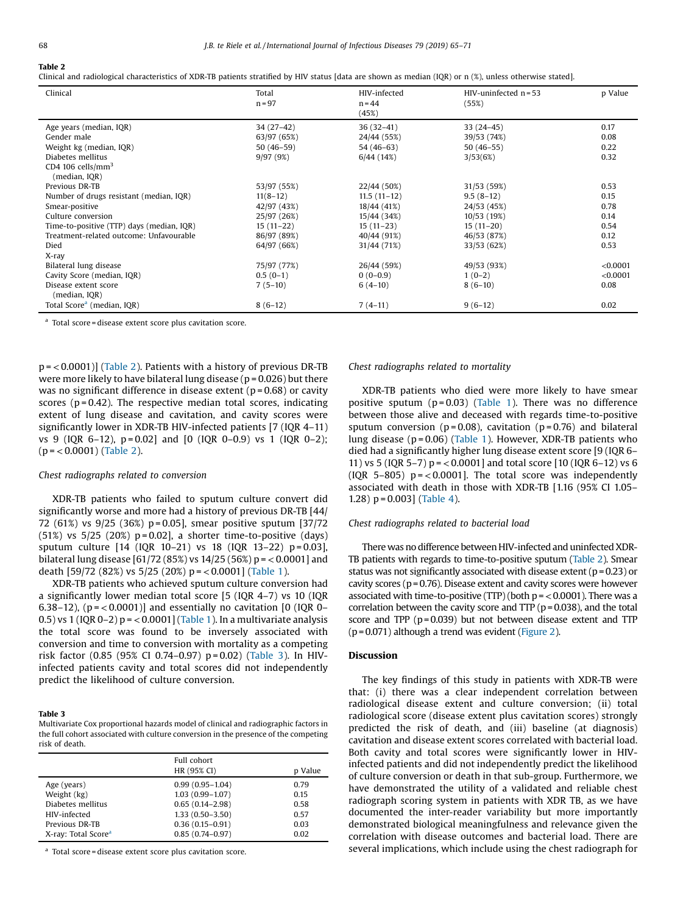**Table 2**
Clinical and radiological characteristics of XDR-TB patients stratified by HIV status [data are shown as median (IQR) or n (%), unless otherwise stated].

| Clinical | Total n = 97 | HIV-infected n = 44 (45%) | HIV-uninfected n = 53 (55%) | p Value |
|---|---|---|---|---|
| Age years (median, IQR) | 34 (27–42) | 36 (32–41) | 33 (24–45) | 0.17 |
| Gender male | 63/97 (65%) | 24/44 (55%) | 39/53 (74%) | 0.08 |
| Weight kg (median, IQR) | 50 (46–59) | 54 (46–63) | 50 (46–55) | 0.22 |
| Diabetes mellitus | 9/97 (9%) | 6/44 (14%) | 3/53(6%) | 0.32 |
| CD4 106 cells/mm$^3$ (median, IQR) | | | | |
| Previous DR-TB | 53/97 (55%) | 22/44 (50%) | 31/53 (59%) | 0.53 |
| Number of drugs resistant (median, IQR) | 11(8–12) | 11.5 (11–12) | 9.5 (8–12) | 0.15 |
| Smear-positive | 42/97 (43%) | 18/44 (41%) | 24/53 (45%) | 0.78 |
| Culture conversion | 25/97 (26%) | 15/44 (34%) | 10/53 (19%) | 0.14 |
| Time-to-positive (TTP) days (median, IQR) | 15 (11–22) | 15 (11–23) | 15 (11–20) | 0.54 |
| Treatment-related outcome: Unfavourable | 86/97 (89%) | 40/44 (91%) | 46/53 (87%) | 0.12 |
| Died | 64/97 (66%) | 31/44 (71%) | 33/53 (62%) | 0.53 |
| X-ray | | | | |
| Bilateral lung disease | 75/97 (77%) | 26/44 (59%) | 49/53 (93%) | <0.0001 |
| Cavity Score (median, IQR) | 0.5 (0–1) | 0 (0–0.9) | 1 (0–2) | <0.0001 |
| Disease extent score (median, IQR) | 7 (5–10) | 6 (4–10) | 8 (6–10) | 0.08 |
| Total Score[a] (median, IQR) | 8 (6–12) | 7 (4–11) | 9 (6–12) | 0.02 |

[a] Total score = disease extent score plus cavitation score.

p = < 0.0001)] (Table 2). Patients with a history of previous DR-TB were more likely to have bilateral lung disease (p = 0.026) but there was no significant difference in disease extent (p = 0.68) or cavity scores (p = 0.42). The respective median total scores, indicating extent of lung disease and cavitation, and cavity scores were significantly lower in XDR-TB HIV-infected patients [7 (IQR 4–11) vs 9 (IQR 6–12), p = 0.02] and [0 (IQR 0–0.9) vs 1 (IQR 0–2); (p = < 0.0001) (Table 2).

*Chest radiographs related to conversion*

XDR-TB patients who failed to sputum culture convert did significantly worse and more had a history of previous DR-TB [44/72 (61%) vs 9/25 (36%) p = 0.05], smear positive sputum [37/72 (51%) vs 5/25 (20%) p = 0.02], a shorter time-to-positive (days) sputum culture [14 (IQR 10–21) vs 18 (IQR 13–22) p = 0.03], bilateral lung disease [61/72 (85%) vs 14/25 (56%) p = < 0.0001] and death [59/72 (82%) vs 5/25 (20%) p = < 0.0001] (Table 1).

XDR-TB patients who achieved sputum culture conversion had a significantly lower median total score [5 (IQR 4–7) vs 10 (IQR 6.38–12), (p = < 0.0001)] and essentially no cavitation [0 (IQR 0–0.5) vs 1 (IQR 0–2) p = < 0.0001] (Table 1). In a multivariate analysis the total score was found to be inversely associated with conversion and time to conversion with mortality as a competing risk factor (0.85 (95% CI 0.74–0.97) p = 0.02) (Table 3). In HIV-infected patients cavity and total scores did not independently predict the likelihood of culture conversion.

**Table 3**
Multivariate Cox proportional hazards model of clinical and radiographic factors in the full cohort associated with culture conversion in the presence of the competing risk of death.

| | Full cohort HR (95% CI) | p Value |
|---|---|---|
| Age (years) | 0.99 (0.95–1.04) | 0.79 |
| Weight (kg) | 1.03 (0.99–1.07) | 0.15 |
| Diabetes mellitus | 0.65 (0.14–2.98) | 0.58 |
| HIV-infected | 1.33 (0.50–3.50) | 0.57 |
| Previous DR-TB | 0.36 (0.15–0.91) | 0.03 |
| X-ray: Total Score[a] | 0.85 (0.74–0.97) | 0.02 |

[a] Total score = disease extent score plus cavitation score.

*Chest radiographs related to mortality*

XDR-TB patients who died were more likely to have smear positive sputum (p = 0.03) (Table 1). There was no difference between those alive and deceased with regards time-to-positive sputum conversion (p = 0.08), cavitation (p = 0.76) and bilateral lung disease (p = 0.06) (Table 1). However, XDR-TB patients who died had a significantly higher lung disease extent score [9 (IQR 6–11) vs 5 (IQR 5–7) p = < 0.0001] and total score [10 (IQR 6–12) vs 6 (IQR 5–805) p = < 0.0001]. The total score was independently associated with death in those with XDR-TB [1.16 (95% CI 1.05–1.28) p = 0.003] (Table 4).

*Chest radiographs related to bacterial load*

There was no difference between HIV-infected and uninfected XDR-TB patients with regards to time-to-positive sputum (Table 2). Smear status was not significantly associated with disease extent (p = 0.23) or cavity scores (p = 0.76). Disease extent and cavity scores were however associated with time-to-positive (TTP) (both p = < 0.0001). There was a correlation between the cavity score and TTP (p = 0.038), and the total score and TPP (p = 0.039) but not between disease extent and TTP (p = 0.071) although a trend was evident (Figure 2).

## Discussion

The key findings of this study in patients with XDR-TB were that: (i) there was a clear independent correlation between radiological disease extent and culture conversion; (ii) total radiological score (disease extent plus cavitation scores) strongly predicted the risk of death, and (iii) baseline (at diagnosis) cavitation and disease extent scores correlated with bacterial load. Both cavity and total scores were significantly lower in HIV-infected patients and did not independently predict the likelihood of culture conversion or death in that sub-group. Furthermore, we have demonstrated the utility of a validated and reliable chest radiograph scoring system in patients with XDR TB, as we have documented the inter-reader variability but more importantly demonstrated biological meaningfulness and relevance given the correlation with disease outcomes and bacterial load. There are several implications, which include using the chest radiograph for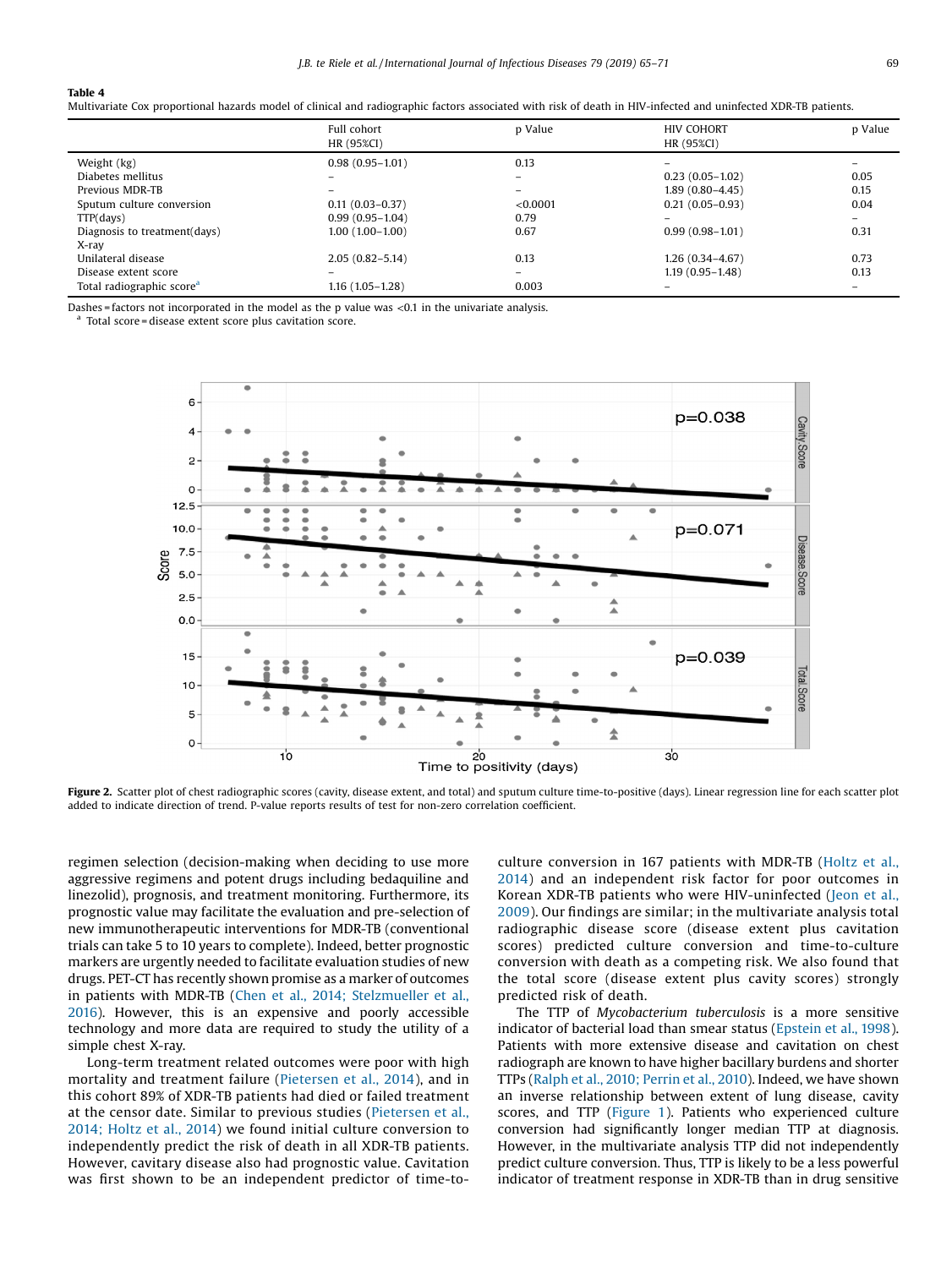**Table 4**
Multivariate Cox proportional hazards model of clinical and radiographic factors associated with risk of death in HIV-infected and uninfected XDR-TB patients.

| | Full cohort HR (95%CI) | p Value | HIV COHORT HR (95%CI) | p Value |
|---|---|---|---|---|
| Weight (kg) | 0.98 (0.95–1.01) | 0.13 | – | – |
| Diabetes mellitus | – | – | 0.23 (0.05–1.02) | 0.05 |
| Previous MDR-TB | – | – | 1.89 (0.80–4.45) | 0.15 |
| Sputum culture conversion | 0.11 (0.03–0.37) | <0.0001 | 0.21 (0.05–0.93) | 0.04 |
| TTP(days) | 0.99 (0.95–1.04) | 0.79 | – | – |
| Diagnosis to treatment(days) | 1.00 (1.00–1.00) | 0.67 | 0.99 (0.98–1.01) | 0.31 |
| X-ray | | | | |
| Unilateral disease | 2.05 (0.82–5.14) | 0.13 | 1.26 (0.34–4.67) | 0.73 |
| Disease extent score | – | – | 1.19 (0.95–1.48) | 0.13 |
| Total radiographic score[a] | 1.16 (1.05–1.28) | 0.003 | – | – |

Dashes = factors not incorporated in the model as the p value was <0.1 in the univariate analysis.
[a] Total score = disease extent score plus cavitation score.

**Figure 2.** Scatter plot of chest radiographic scores (cavity, disease extent, and total) and sputum culture time-to-positive (days). Linear regression line for each scatter plot added to indicate direction of trend. P-value reports results of test for non-zero correlation coefficient.

regimen selection (decision-making when deciding to use more aggressive regimens and potent drugs including bedaquiline and linezolid), prognosis, and treatment monitoring. Furthermore, its prognostic value may facilitate the evaluation and pre-selection of new immunotherapeutic interventions for MDR-TB (conventional trials can take 5 to 10 years to complete). Indeed, better prognostic markers are urgently needed to facilitate evaluation studies of new drugs. PET-CT has recently shown promise as a marker of outcomes in patients with MDR-TB (Chen et al., 2014; Stelzmueller et al., 2016). However, this is an expensive and poorly accessible technology and more data are required to study the utility of a simple chest X-ray.

Long-term treatment related outcomes were poor with high mortality and treatment failure (Pietersen et al., 2014), and in this cohort 89% of XDR-TB patients had died or failed treatment at the censor date. Similar to previous studies (Pietersen et al., 2014; Holtz et al., 2014) we found initial culture conversion to independently predict the risk of death in all XDR-TB patients. However, cavitary disease also had prognostic value. Cavitation was first shown to be an independent predictor of time-to-culture conversion in 167 patients with MDR-TB (Holtz et al., 2014) and an independent risk factor for poor outcomes in Korean XDR-TB patients who were HIV-uninfected (Jeon et al., 2009). Our findings are similar; in the multivariate analysis total radiographic disease score (disease extent plus cavitation scores) predicted culture conversion and time-to-culture conversion with death as a competing risk. We also found that the total score (disease extent plus cavity scores) strongly predicted risk of death.

The TTP of *Mycobacterium tuberculosis* is a more sensitive indicator of bacterial load than smear status (Epstein et al., 1998). Patients with more extensive disease and cavitation on chest radiograph are known to have higher bacillary burdens and shorter TTPs (Ralph et al., 2010; Perrin et al., 2010). Indeed, we have shown an inverse relationship between extent of lung disease, cavity scores, and TTP (Figure 1). Patients who experienced culture conversion had significantly longer median TTP at diagnosis. However, in the multivariate analysis TTP did not independently predict culture conversion. Thus, TTP is likely to be a less powerful indicator of treatment response in XDR-TB than in drug sensitive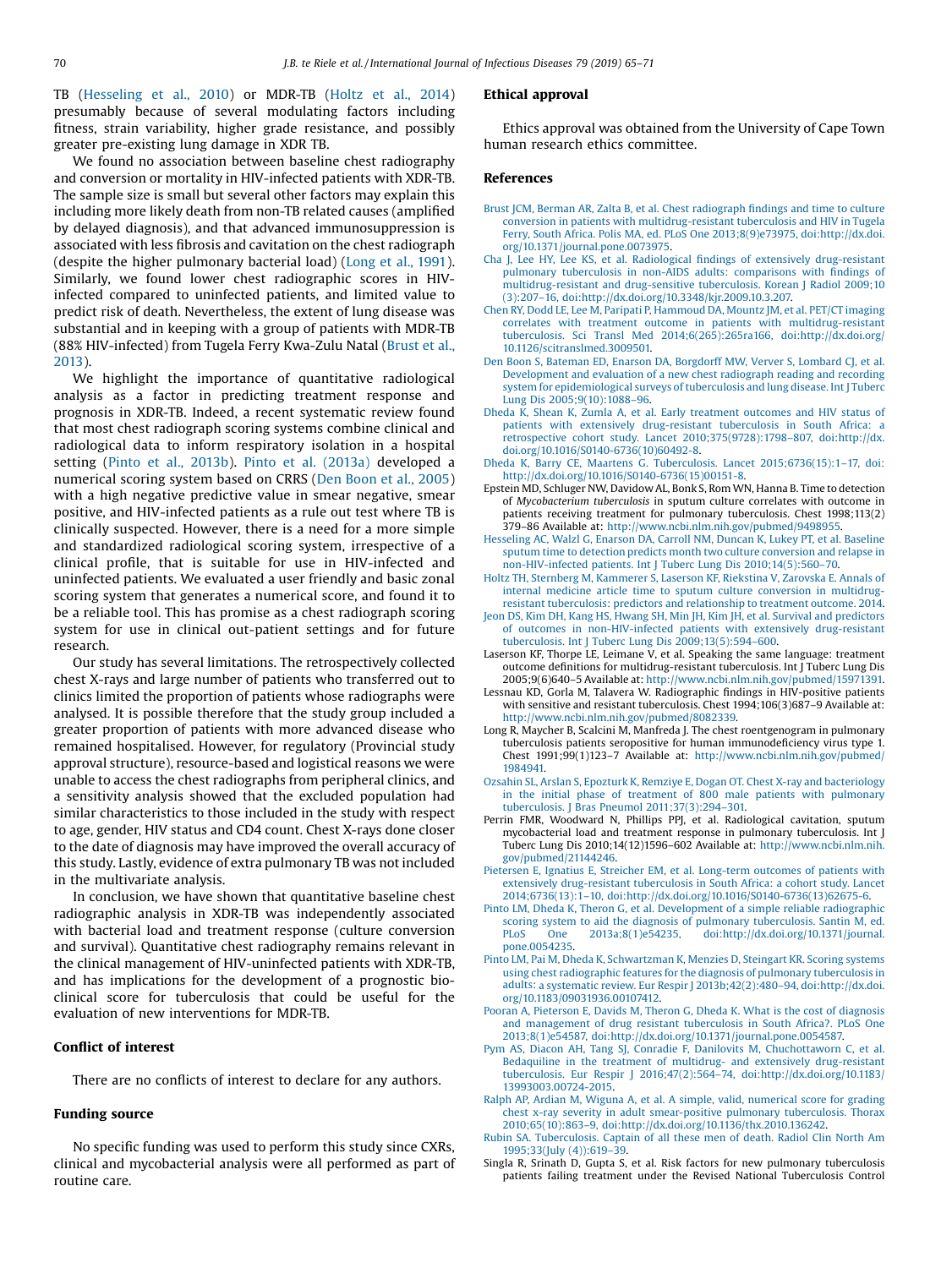TB (Hesseling et al., 2010) or MDR-TB (Holtz et al., 2014) presumably because of several modulating factors including fitness, strain variability, higher grade resistance, and possibly greater pre-existing lung damage in XDR TB.

We found no association between baseline chest radiography and conversion or mortality in HIV-infected patients with XDR-TB. The sample size is small but several other factors may explain this including more likely death from non-TB related causes (amplified by delayed diagnosis), and that advanced immunosuppression is associated with less fibrosis and cavitation on the chest radiograph (despite the higher pulmonary bacterial load) (Long et al., 1991). Similarly, we found lower chest radiographic scores in HIV-infected compared to uninfected patients, and limited value to predict risk of death. Nevertheless, the extent of lung disease was substantial and in keeping with a group of patients with MDR-TB (88% HIV-infected) from Tugela Ferry Kwa-Zulu Natal (Brust et al., 2013).

We highlight the importance of quantitative radiological analysis as a factor in predicting treatment response and prognosis in XDR-TB. Indeed, a recent systematic review found that most chest radiograph scoring systems combine clinical and radiological data to inform respiratory isolation in a hospital setting (Pinto et al., 2013b). Pinto et al. (2013a) developed a numerical scoring system based on CRRS (Den Boon et al., 2005) with a high negative predictive value in smear negative, smear positive, and HIV-infected patients as a rule out test where TB is clinically suspected. However, there is a need for a more simple and standardized radiological scoring system, irrespective of a clinical profile, that is suitable for use in HIV-infected and uninfected patients. We evaluated a user friendly and basic zonal scoring system that generates a numerical score, and found it to be a reliable tool. This has promise as a chest radiograph scoring system for use in clinical out-patient settings and for future research.

Our study has several limitations. The retrospectively collected chest X-rays and large number of patients who transferred out to clinics limited the proportion of patients whose radiographs were analysed. It is possible therefore that the study group included a greater proportion of patients with more advanced disease who remained hospitalised. However, for regulatory (Provincial study approval structure), resource-based and logistical reasons we were unable to access the chest radiographs from peripheral clinics, and a sensitivity analysis showed that the excluded population had similar characteristics to those included in the study with respect to age, gender, HIV status and CD4 count. Chest X-rays done closer to the date of diagnosis may have improved the overall accuracy of this study. Lastly, evidence of extra pulmonary TB was not included in the multivariate analysis.

In conclusion, we have shown that quantitative baseline chest radiographic analysis in XDR-TB was independently associated with bacterial load and treatment response (culture conversion and survival). Quantitative chest radiography remains relevant in the clinical management of HIV-uninfected patients with XDR-TB, and has implications for the development of a prognostic bio-clinical score for tuberculosis that could be useful for the evaluation of new interventions for MDR-TB.

## Conflict of interest

There are no conflicts of interest to declare for any authors.

## Funding source

No specific funding was used to perform this study since CXRs, clinical and mycobacterial analysis were all performed as part of routine care.

## Ethical approval

Ethics approval was obtained from the University of Cape Town human research ethics committee.

## References

Brust JCM, Berman AR, Zalta B, et al. Chest radiograph findings and time to culture conversion in patients with multidrug-resistant tuberculosis and HIV in Tugela Ferry, South Africa. Polis MA, ed. PLoS One 2013;8(9)e73975, doi:http://dx.doi.org/10.1371/journal.pone.0073975.

Cha J, Lee HY, Lee KS, et al. Radiological findings of extensively drug-resistant pulmonary tuberculosis in non-AIDS adults: comparisons with findings of multidrug-resistant and drug-sensitive tuberculosis. Korean J Radiol 2009;10(3):207–16, doi:http://dx.doi.org/10.3348/kjr.2009.10.3.207.

Chen RY, Dodd LE, Lee M, Paripati P, Hammoud DA, Mountz JM, et al. PET/CT imaging correlates with treatment outcome in patients with multidrug-resistant tuberculosis. Sci Transl Med 2014;6(265):265ra166, doi:http://dx.doi.org/10.1126/scitranslmed.3009501.

Den Boon S, Bateman ED, Enarson DA, Borgdorff MW, Verver S, Lombard CJ, et al. Development and evaluation of a new chest radiograph reading and recording system for epidemiological surveys of tuberculosis and lung disease. Int J Tuberc Lung Dis 2005;9(10):1088–96.

Dheda K, Shean K, Zumla A, et al. Early treatment outcomes and HIV status of patients with extensively drug-resistant tuberculosis in South Africa: a retrospective cohort study. Lancet 2010;375(9728):1798–807, doi:http://dx.doi.org/10.1016/S0140-6736(10)60492-8.

Dheda K, Barry CE, Maartens G. Tuberculosis. Lancet 2015;6736(15):1–17, doi:http://dx.doi.org/10.1016/S0140-6736(15)00151-8.

Epstein MD, Schluger NW, Davidow AL, Bonk S, Rom WN, Hanna B. Time to detection of *Mycobacterium tuberculosis* in sputum culture correlates with outcome in patients receiving treatment for pulmonary tuberculosis. Chest 1998;113(2) 379–86 Available at: http://www.ncbi.nlm.nih.gov/pubmed/9498955.

Hesseling AC, Walzl G, Enarson DA, Carroll NM, Duncan K, Lukey PT, et al. Baseline sputum time to detection predicts month two culture conversion and relapse in non-HIV-infected patients. Int J Tuberc Lung Dis 2010;14(5):560–70.

Holtz TH, Sternberg M, Kammerer S, Laserson KF, Riekstina V, Zarovska E. Annals of internal medicine article time to sputum culture conversion in multidrug-resistant tuberculosis: predictors and relationship to treatment outcome. 2014.

Jeon DS, Kim DH, Kang HS, Hwang SH, Min JH, Kim JH, et al. Survival and predictors of outcomes in non-HIV-infected patients with extensively drug-resistant tuberculosis. Int J Tuberc Lung Dis 2009;13(5):594–600.

Laserson KF, Thorpe LE, Leimane V, et al. Speaking the same language: treatment outcome definitions for multidrug-resistant tuberculosis. Int J Tuberc Lung Dis 2005;9(6)640–5 Available at: http://www.ncbi.nlm.nih.gov/pubmed/15971391.

Lessnau KD, Gorla M, Talavera W. Radiographic findings in HIV-positive patients with sensitive and resistant tuberculosis. Chest 1994;106(3)687–9 Available at: http://www.ncbi.nlm.nih.gov/pubmed/8082339.

Long R, Maycher B, Scalcini M, Manfreda J. The chest roentgenogram in pulmonary tuberculosis patients seropositive for human immunodeficiency virus type 1. Chest 1991;99(1)123–7 Available at: http://www.ncbi.nlm.nih.gov/pubmed/1984941.

Ozsahin SL, Arslan S, Epozturk K, Remziye E, Dogan OT. Chest X-ray and bacteriology in the initial phase of treatment of 800 male patients with pulmonary tuberculosis. J Bras Pneumol 2011;37(3):294–301.

Perrin FMR, Woodward N, Phillips PPJ, et al. Radiological cavitation, sputum mycobacterial load and treatment response in pulmonary tuberculosis. Int J Tuberc Lung Dis 2010;14(12)1596–602 Available at: http://www.ncbi.nlm.nih.gov/pubmed/21144246.

Pietersen E, Ignatius E, Streicher EM, et al. Long-term outcomes of patients with extensively drug-resistant tuberculosis in South Africa: a cohort study. Lancet 2014;6736(13):1–10, doi:http://dx.doi.org/10.1016/S0140-6736(13)62675-6.

Pinto LM, Dheda K, Theron G, et al. Development of a simple reliable radiographic scoring system to aid the diagnosis of pulmonary tuberculosis. Santin M, ed. PLoS One 2013a;8(1)e54235, doi:http://dx.doi.org/10.1371/journal.pone.0054235.

Pinto LM, Pai M, Dheda K, Schwartzman K, Menzies D, Steingart KR. Scoring systems using chest radiographic features for the diagnosis of pulmonary tuberculosis in adults: a systematic review. Eur Respir J 2013b;42(2):480–94, doi:http://dx.doi.org/10.1183/09031936.00107412.

Pooran A, Pieterson E, Davids M, Theron G, Dheda K. What is the cost of diagnosis and management of drug resistant tuberculosis in South Africa?. PLoS One 2013;8(1)e54587, doi:http://dx.doi.org/10.1371/journal.pone.0054587.

Pym AS, Diacon AH, Tang SJ, Conradie F, Danilovits M, Chuchottaworn C, et al. Bedaquiline in the treatment of multidrug- and extensively drug-resistant tuberculosis. Eur Respir J 2016;47(2):564–74, doi:http://dx.doi.org/10.1183/13993003.00724-2015.

Ralph AP, Ardian M, Wiguna A, et al. A simple, valid, numerical score for grading chest x-ray severity in adult smear-positive pulmonary tuberculosis. Thorax 2010;65(10):863–9, doi:http://dx.doi.org/10.1136/thx.2010.136242.

Rubin SA. Tuberculosis. Captain of all these men of death. Radiol Clin North Am 1995;33(July (4)):619–39.

Singla R, Srinath D, Gupta S, et al. Risk factors for new pulmonary tuberculosis patients failing treatment under the Revised National Tuberculosis Control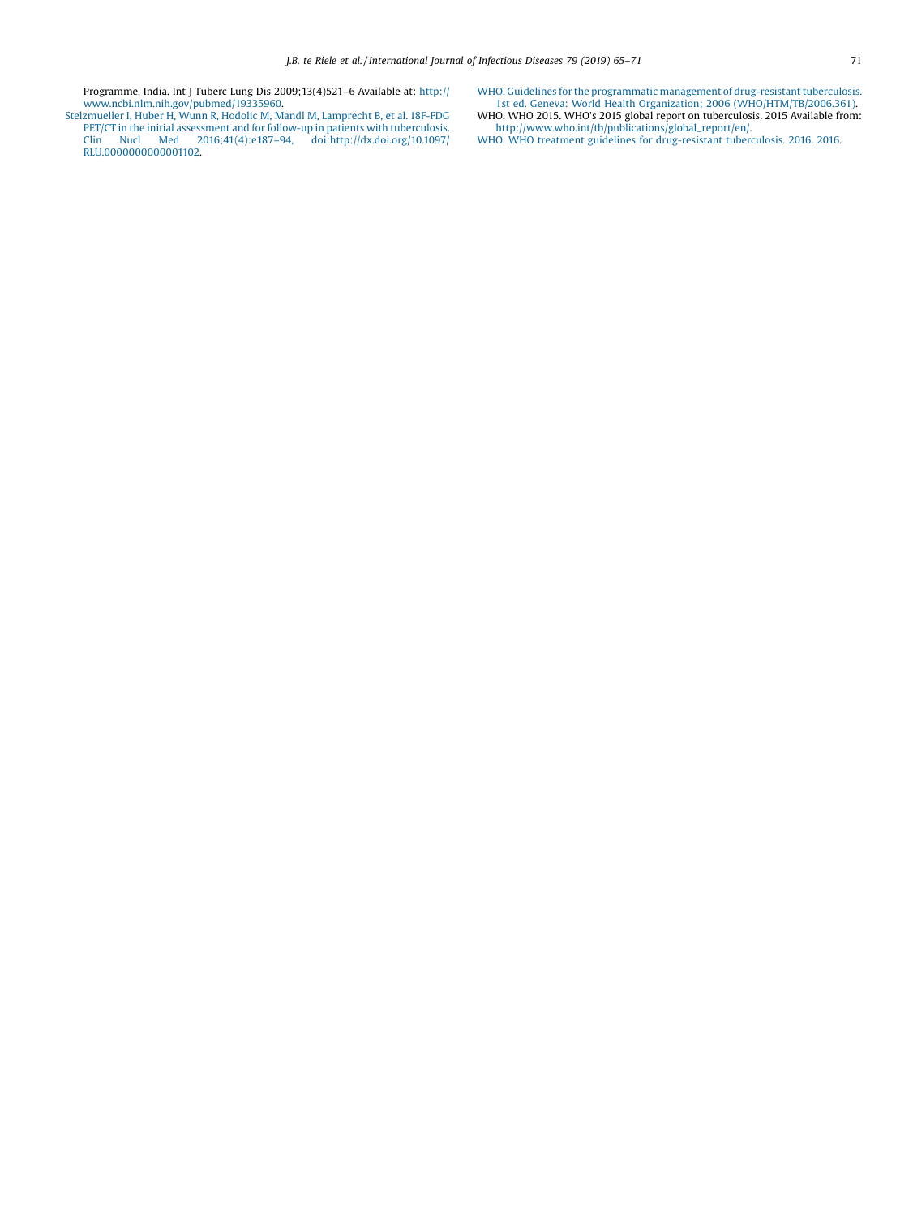Programme, India. Int J Tuberc Lung Dis 2009;13(4)521–6 Available at: http://www.ncbi.nlm.nih.gov/pubmed/19335960.

Stelzmueller I, Huber H, Wunn R, Hodolic M, Mandl M, Lamprecht B, et al. 18F-FDG PET/CT in the initial assessment and for follow-up in patients with tuberculosis. Clin Nucl Med 2016;41(4):e187–94, doi:http://dx.doi.org/10.1097/RLU.0000000000001102.

WHO. Guidelines for the programmatic management of drug-resistant tuberculosis. 1st ed. Geneva: World Health Organization; 2006 (WHO/HTM/TB/2006.361).

WHO. WHO 2015. WHO's 2015 global report on tuberculosis. 2015 Available from: http://www.who.int/tb/publications/global_report/en/.

WHO. WHO treatment guidelines for drug-resistant tuberculosis. 2016. 2016.